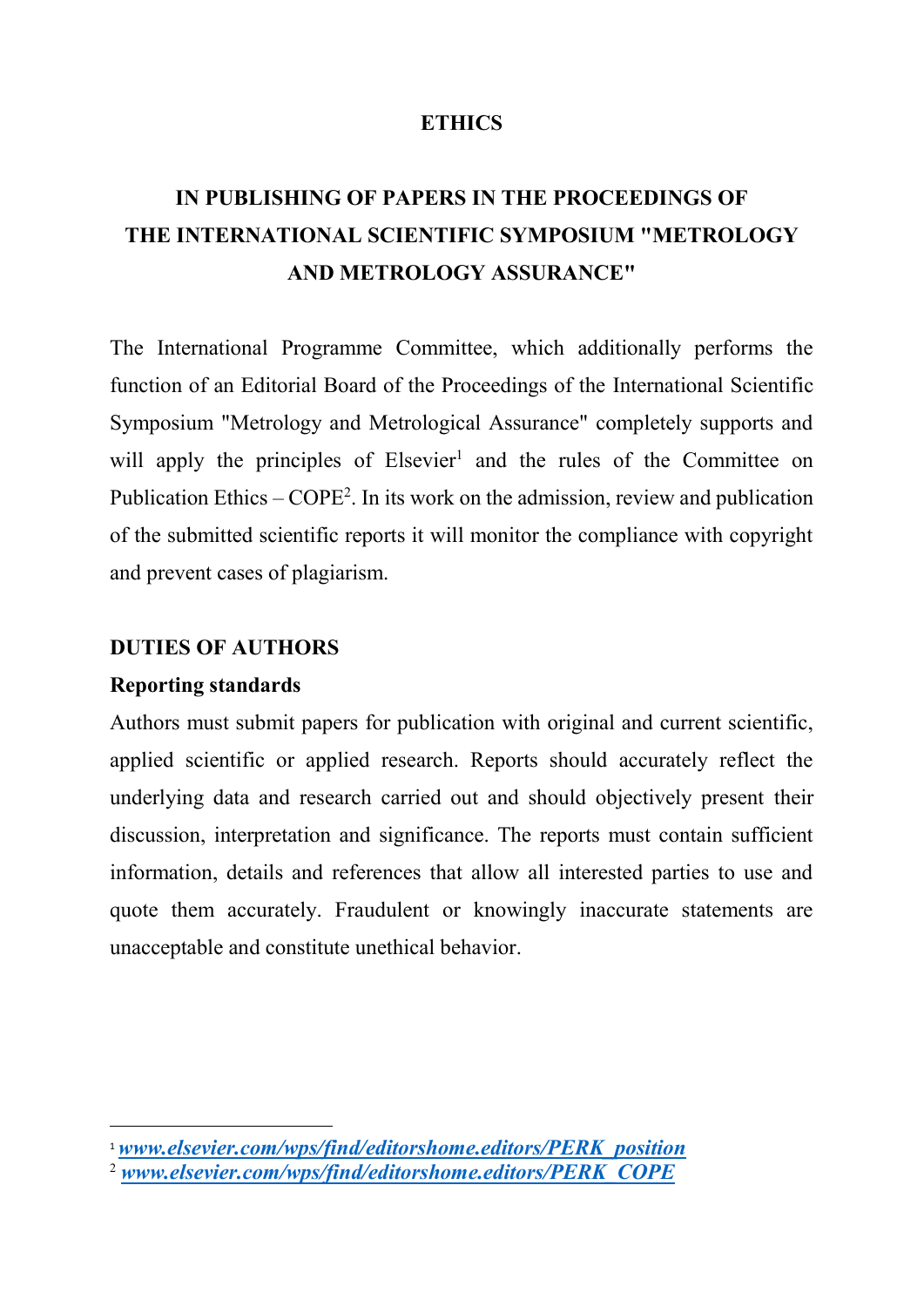# ETHICS

## IN PUBLISHING OF PAPERS IN THE PROCEEDINGS OF THE INTERNATIONAL SCIENTIFIC SYMPOSIUM "METROLOGY AND METROLOGY ASSURANCE"

The International Programme Committee, which additionally performs the function of an Editorial Board of the Proceedings of the International Scientific Symposium "Metrology and Metrological Assurance" completely supports and will apply the principles of Elsevier[1] and the rules of the Committee on Publication Ethics – COPE[2]. In its work on the admission, review and publication of the submitted scientific reports it will monitor the compliance with copyright and prevent cases of plagiarism.

### DUTIES OF AUTHORS

**Reporting standards**

Authors must submit papers for publication with original and current scientific, applied scientific or applied research. Reports should accurately reflect the underlying data and research carried out and should objectively present their discussion, interpretation and significance. The reports must contain sufficient information, details and references that allow all interested parties to use and quote them accurately. Fraudulent or knowingly inaccurate statements are unacceptable and constitute unethical behavior.

---

[1] *www.elsevier.com/wps/find/editorshome.editors/PERK_position*

[2] *www.elsevier.com/wps/find/editorshome.editors/PERK_COPE*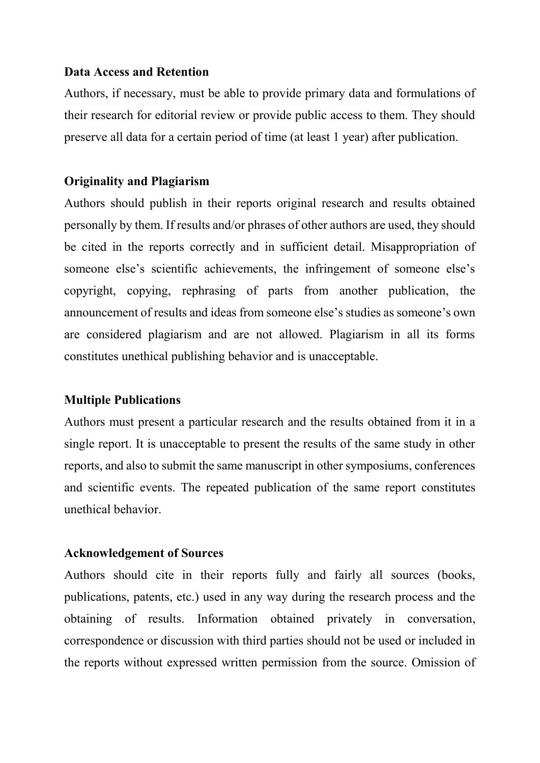**Data Access and Retention**

Authors, if necessary, must be able to provide primary data and formulations of their research for editorial review or provide public access to them. They should preserve all data for a certain period of time (at least 1 year) after publication.

**Originality and Plagiarism**

Authors should publish in their reports original research and results obtained personally by them. If results and/or phrases of other authors are used, they should be cited in the reports correctly and in sufficient detail. Misappropriation of someone else's scientific achievements, the infringement of someone else's copyright, copying, rephrasing of parts from another publication, the announcement of results and ideas from someone else's studies as someone's own are considered plagiarism and are not allowed. Plagiarism in all its forms constitutes unethical publishing behavior and is unacceptable.

**Multiple Publications**

Authors must present a particular research and the results obtained from it in a single report. It is unacceptable to present the results of the same study in other reports, and also to submit the same manuscript in other symposiums, conferences and scientific events. The repeated publication of the same report constitutes unethical behavior.

**Acknowledgement of Sources**

Authors should cite in their reports fully and fairly all sources (books, publications, patents, etc.) used in any way during the research process and the obtaining of results. Information obtained privately in conversation, correspondence or discussion with third parties should not be used or included in the reports without expressed written permission from the source. Omission of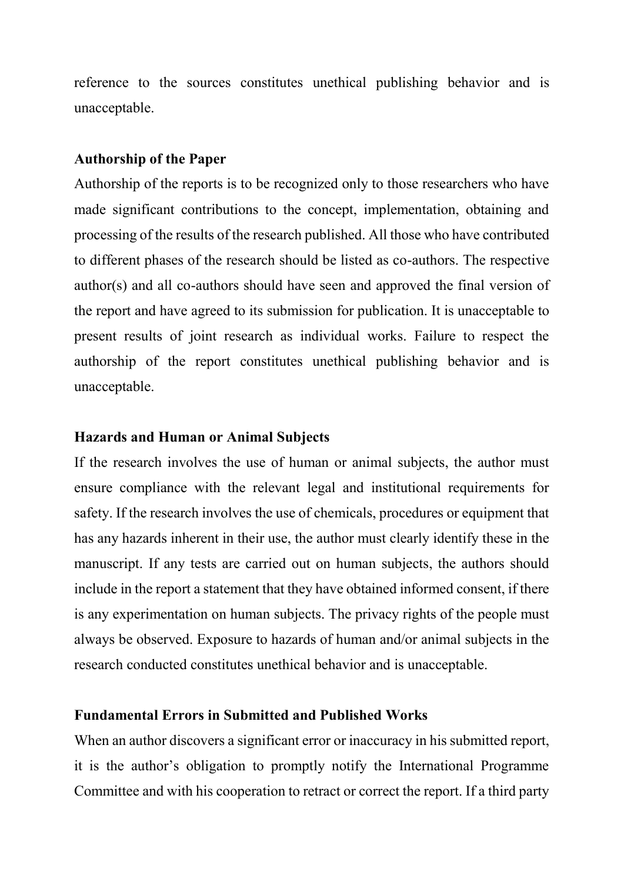reference to the sources constitutes unethical publishing behavior and is unacceptable.

**Authorship of the Paper**

Authorship of the reports is to be recognized only to those researchers who have made significant contributions to the concept, implementation, obtaining and processing of the results of the research published. All those who have contributed to different phases of the research should be listed as co-authors. The respective author(s) and all co-authors should have seen and approved the final version of the report and have agreed to its submission for publication. It is unacceptable to present results of joint research as individual works. Failure to respect the authorship of the report constitutes unethical publishing behavior and is unacceptable.

**Hazards and Human or Animal Subjects**

If the research involves the use of human or animal subjects, the author must ensure compliance with the relevant legal and institutional requirements for safety. If the research involves the use of chemicals, procedures or equipment that has any hazards inherent in their use, the author must clearly identify these in the manuscript. If any tests are carried out on human subjects, the authors should include in the report a statement that they have obtained informed consent, if there is any experimentation on human subjects. The privacy rights of the people must always be observed. Exposure to hazards of human and/or animal subjects in the research conducted constitutes unethical behavior and is unacceptable.

**Fundamental Errors in Submitted and Published Works**

When an author discovers a significant error or inaccuracy in his submitted report, it is the author's obligation to promptly notify the International Programme Committee and with his cooperation to retract or correct the report. If a third party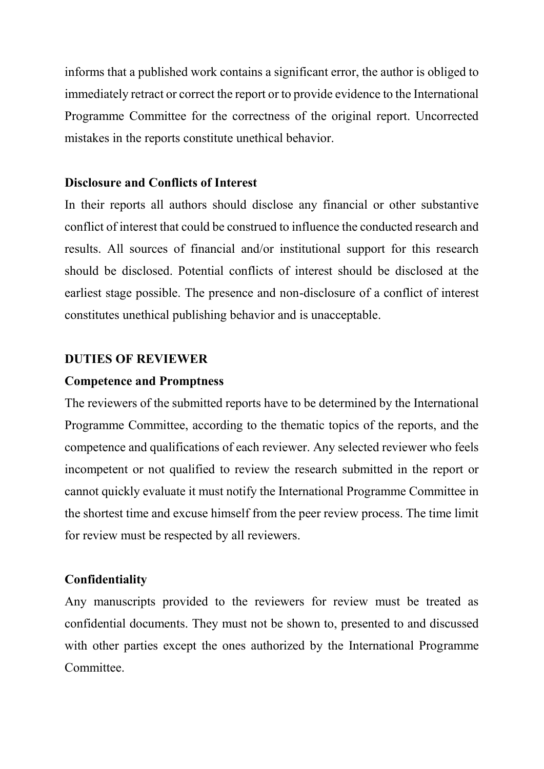informs that a published work contains a significant error, the author is obliged to immediately retract or correct the report or to provide evidence to the International Programme Committee for the correctness of the original report. Uncorrected mistakes in the reports constitute unethical behavior.

### Disclosure and Conflicts of Interest

In their reports all authors should disclose any financial or other substantive conflict of interest that could be construed to influence the conducted research and results. All sources of financial and/or institutional support for this research should be disclosed. Potential conflicts of interest should be disclosed at the earliest stage possible. The presence and non-disclosure of a conflict of interest constitutes unethical publishing behavior and is unacceptable.

## DUTIES OF REVIEWER

### Competence and Promptness

The reviewers of the submitted reports have to be determined by the International Programme Committee, according to the thematic topics of the reports, and the competence and qualifications of each reviewer. Any selected reviewer who feels incompetent or not qualified to review the research submitted in the report or cannot quickly evaluate it must notify the International Programme Committee in the shortest time and excuse himself from the peer review process. The time limit for review must be respected by all reviewers.

### Confidentiality

Any manuscripts provided to the reviewers for review must be treated as confidential documents. They must not be shown to, presented to and discussed with other parties except the ones authorized by the International Programme Committee.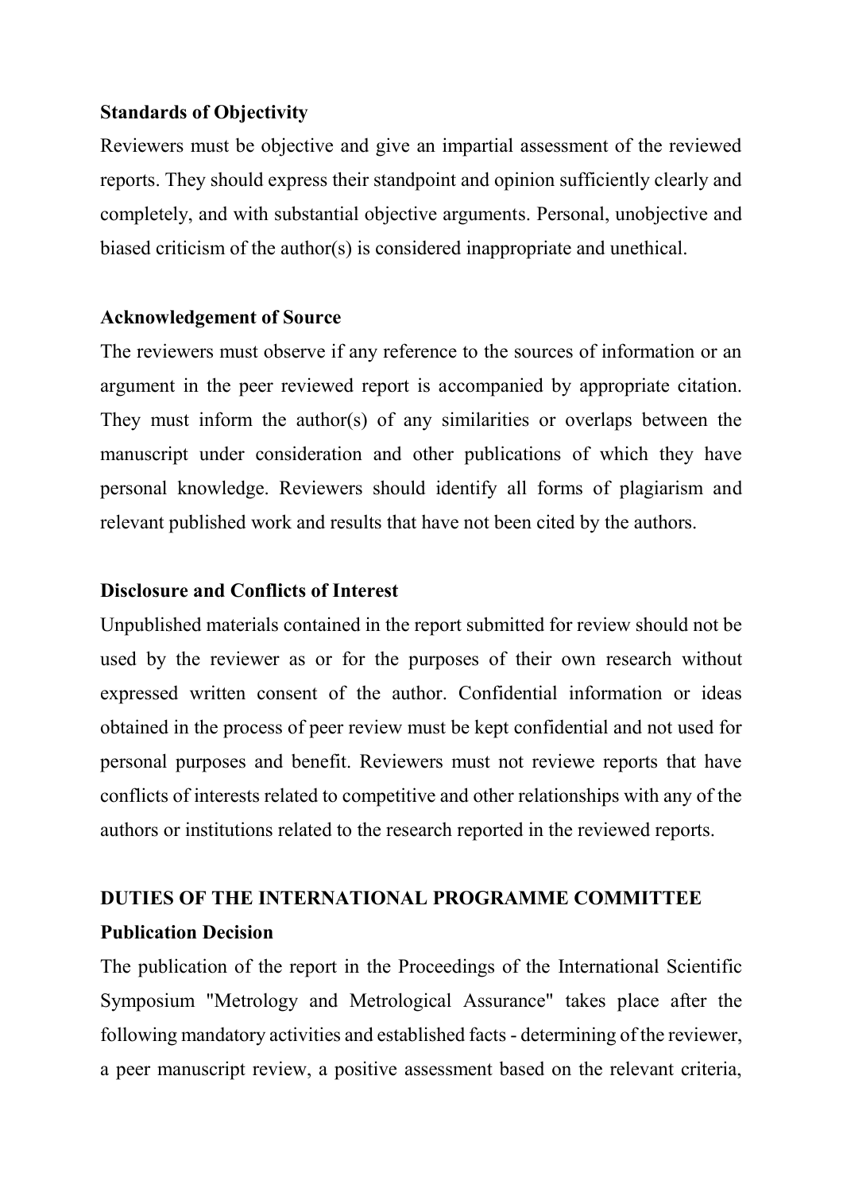**Standards of Objectivity**

Reviewers must be objective and give an impartial assessment of the reviewed reports. They should express their standpoint and opinion sufficiently clearly and completely, and with substantial objective arguments. Personal, unobjective and biased criticism of the author(s) is considered inappropriate and unethical.

**Acknowledgement of Source**

The reviewers must observe if any reference to the sources of information or an argument in the peer reviewed report is accompanied by appropriate citation. They must inform the author(s) of any similarities or overlaps between the manuscript under consideration and other publications of which they have personal knowledge. Reviewers should identify all forms of plagiarism and relevant published work and results that have not been cited by the authors.

**Disclosure and Conflicts of Interest**

Unpublished materials contained in the report submitted for review should not be used by the reviewer as or for the purposes of their own research without expressed written consent of the author. Confidential information or ideas obtained in the process of peer review must be kept confidential and not used for personal purposes and benefit. Reviewers must not reviewe reports that have conflicts of interests related to competitive and other relationships with any of the authors or institutions related to the research reported in the reviewed reports.

## DUTIES OF THE INTERNATIONAL PROGRAMME COMMITTEE

**Publication Decision**

The publication of the report in the Proceedings of the International Scientific Symposium "Metrology and Metrological Assurance" takes place after the following mandatory activities and established facts - determining of the reviewer, a peer manuscript review, a positive assessment based on the relevant criteria,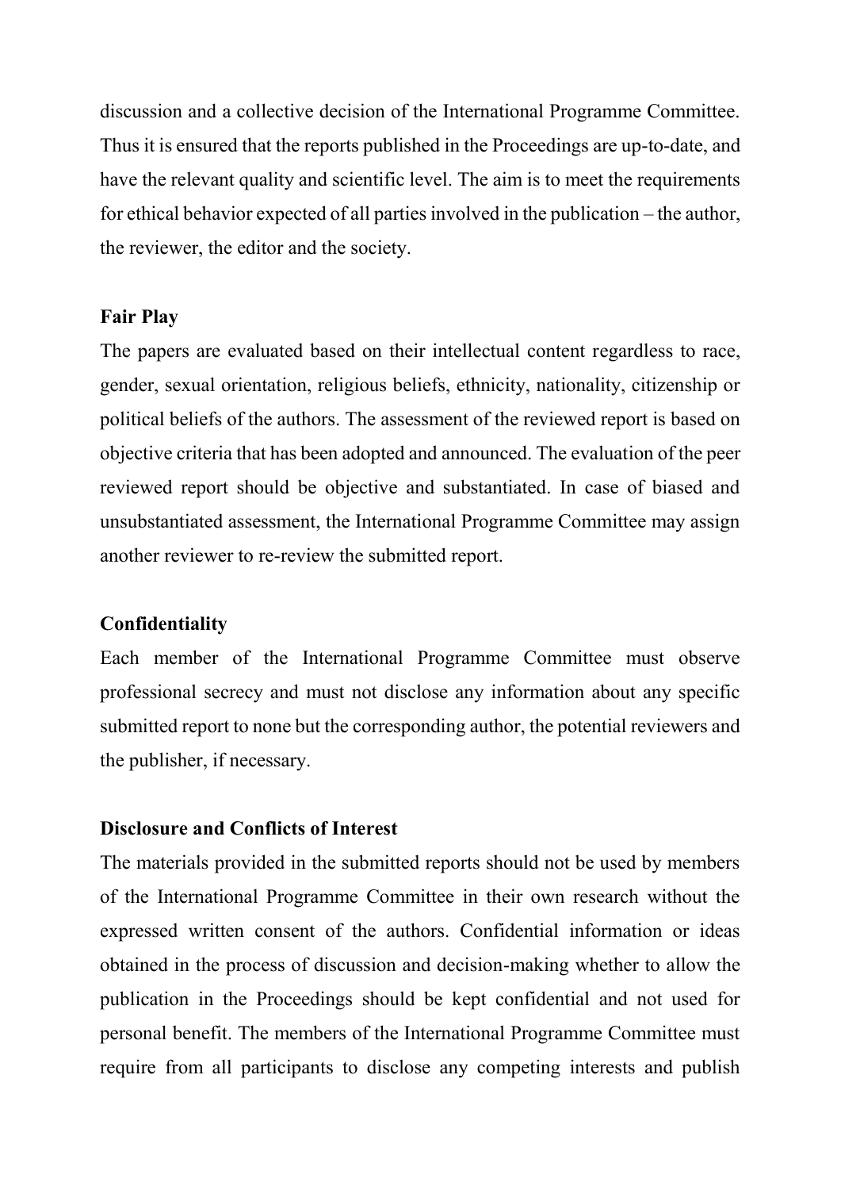discussion and a collective decision of the International Programme Committee. Thus it is ensured that the reports published in the Proceedings are up-to-date, and have the relevant quality and scientific level. The aim is to meet the requirements for ethical behavior expected of all parties involved in the publication – the author, the reviewer, the editor and the society.

**Fair Play**

The papers are evaluated based on their intellectual content regardless to race, gender, sexual orientation, religious beliefs, ethnicity, nationality, citizenship or political beliefs of the authors. The assessment of the reviewed report is based on objective criteria that has been adopted and announced. The evaluation of the peer reviewed report should be objective and substantiated. In case of biased and unsubstantiated assessment, the International Programme Committee may assign another reviewer to re-review the submitted report.

**Confidentiality**

Each member of the International Programme Committee must observe professional secrecy and must not disclose any information about any specific submitted report to none but the corresponding author, the potential reviewers and the publisher, if necessary.

**Disclosure and Conflicts of Interest**

The materials provided in the submitted reports should not be used by members of the International Programme Committee in their own research without the expressed written consent of the authors. Confidential information or ideas obtained in the process of discussion and decision-making whether to allow the publication in the Proceedings should be kept confidential and not used for personal benefit. The members of the International Programme Committee must require from all participants to disclose any competing interests and publish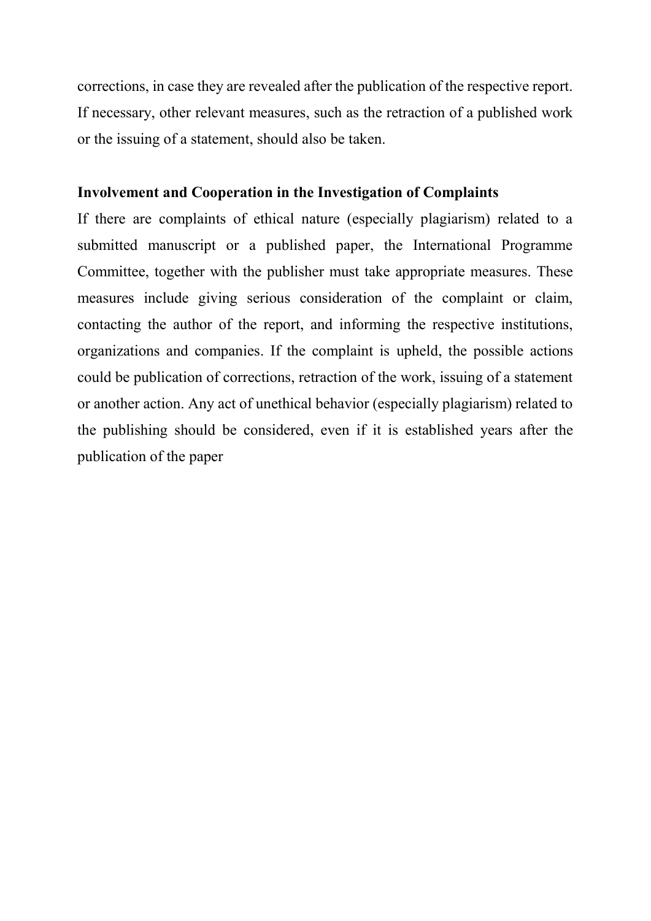corrections, in case they are revealed after the publication of the respective report. If necessary, other relevant measures, such as the retraction of a published work or the issuing of a statement, should also be taken.

**Involvement and Cooperation in the Investigation of Complaints**

If there are complaints of ethical nature (especially plagiarism) related to a submitted manuscript or a published paper, the International Programme Committee, together with the publisher must take appropriate measures. These measures include giving serious consideration of the complaint or claim, contacting the author of the report, and informing the respective institutions, organizations and companies. If the complaint is upheld, the possible actions could be publication of corrections, retraction of the work, issuing of a statement or another action. Any act of unethical behavior (especially plagiarism) related to the publishing should be considered, even if it is established years after the publication of the paper